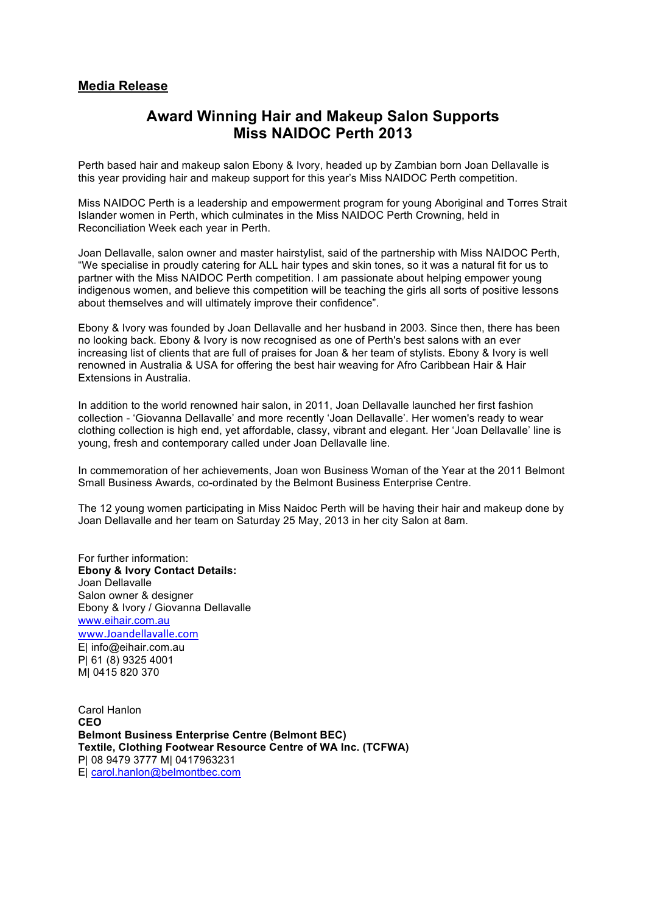**Media Release**

# Award Winning Hair and Makeup Salon Supports Miss NAIDOC Perth 2013

Perth based hair and makeup salon Ebony & Ivory, headed up by Zambian born Joan Dellavalle is this year providing hair and makeup support for this year's Miss NAIDOC Perth competition.

Miss NAIDOC Perth is a leadership and empowerment program for young Aboriginal and Torres Strait Islander women in Perth, which culminates in the Miss NAIDOC Perth Crowning, held in Reconciliation Week each year in Perth.

Joan Dellavalle, salon owner and master hairstylist, said of the partnership with Miss NAIDOC Perth, "We specialise in proudly catering for ALL hair types and skin tones, so it was a natural fit for us to partner with the Miss NAIDOC Perth competition. I am passionate about helping empower young indigenous women, and believe this competition will be teaching the girls all sorts of positive lessons about themselves and will ultimately improve their confidence".

Ebony & Ivory was founded by Joan Dellavalle and her husband in 2003. Since then, there has been no looking back. Ebony & Ivory is now recognised as one of Perth's best salons with an ever increasing list of clients that are full of praises for Joan & her team of stylists. Ebony & Ivory is well renowned in Australia & USA for offering the best hair weaving for Afro Caribbean Hair & Hair Extensions in Australia.

In addition to the world renowned hair salon, in 2011, Joan Dellavalle launched her first fashion collection - 'Giovanna Dellavalle' and more recently 'Joan Dellavalle'. Her women's ready to wear clothing collection is high end, yet affordable, classy, vibrant and elegant. Her 'Joan Dellavalle' line is young, fresh and contemporary called under Joan Dellavalle line.

In commemoration of her achievements, Joan won Business Woman of the Year at the 2011 Belmont Small Business Awards, co-ordinated by the Belmont Business Enterprise Centre.

The 12 young women participating in Miss Naidoc Perth will be having their hair and makeup done by Joan Dellavalle and her team on Saturday 25 May, 2013 in her city Salon at 8am.

For further information:
**Ebony & Ivory Contact Details:**
Joan Dellavalle
Salon owner & designer
Ebony & Ivory / Giovanna Dellavalle
www.eihair.com.au
www.Joandellavalle.com
E| info@eihair.com.au
P| 61 (8) 9325 4001
M| 0415 820 370

Carol Hanlon
**CEO**
**Belmont Business Enterprise Centre (Belmont BEC)**
**Textile, Clothing Footwear Resource Centre of WA Inc. (TCFWA)**
P| 08 9479 3777 M| 0417963231
E| carol.hanlon@belmontbec.com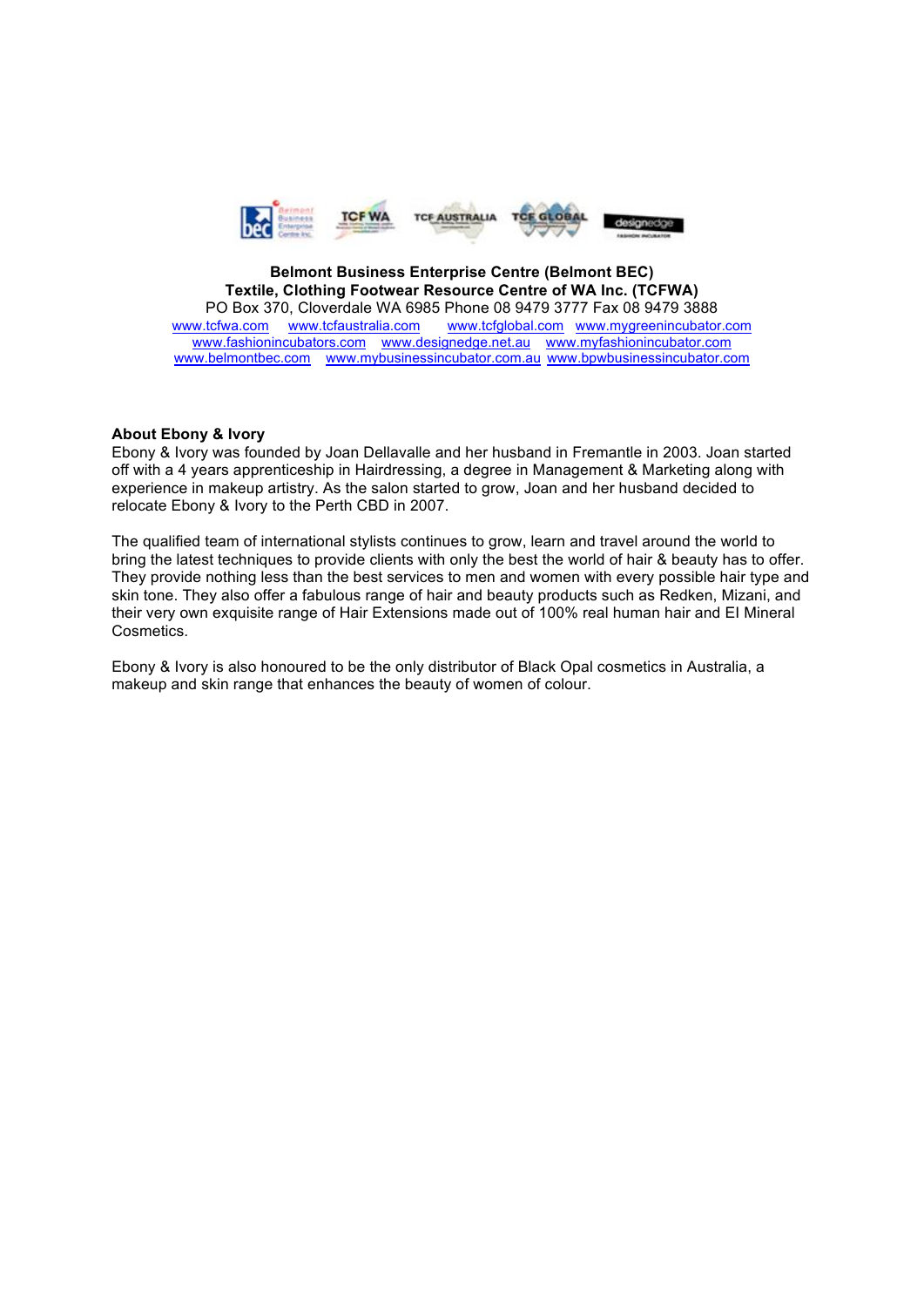**Belmont Business Enterprise Centre (Belmont BEC)**
**Textile, Clothing Footwear Resource Centre of WA Inc. (TCFWA)**
PO Box 370, Cloverdale WA 6985 Phone 08 9479 3777 Fax 08 9479 3888
www.tcfwa.com www.tcfaustralia.com www.tcfglobal.com www.mygreenincubator.com
www.fashionincubators.com www.designedge.net.au www.myfashionincubator.com
www.belmontbec.com www.mybusinessincubator.com.au www.bpwbusinessincubator.com

**About Ebony & Ivory**
Ebony & Ivory was founded by Joan Dellavalle and her husband in Fremantle in 2003. Joan started off with a 4 years apprenticeship in Hairdressing, a degree in Management & Marketing along with experience in makeup artistry. As the salon started to grow, Joan and her husband decided to relocate Ebony & Ivory to the Perth CBD in 2007.

The qualified team of international stylists continues to grow, learn and travel around the world to bring the latest techniques to provide clients with only the best the world of hair & beauty has to offer. They provide nothing less than the best services to men and women with every possible hair type and skin tone. They also offer a fabulous range of hair and beauty products such as Redken, Mizani, and their very own exquisite range of Hair Extensions made out of 100% real human hair and El Mineral Cosmetics.

Ebony & Ivory is also honoured to be the only distributor of Black Opal cosmetics in Australia, a makeup and skin range that enhances the beauty of women of colour.